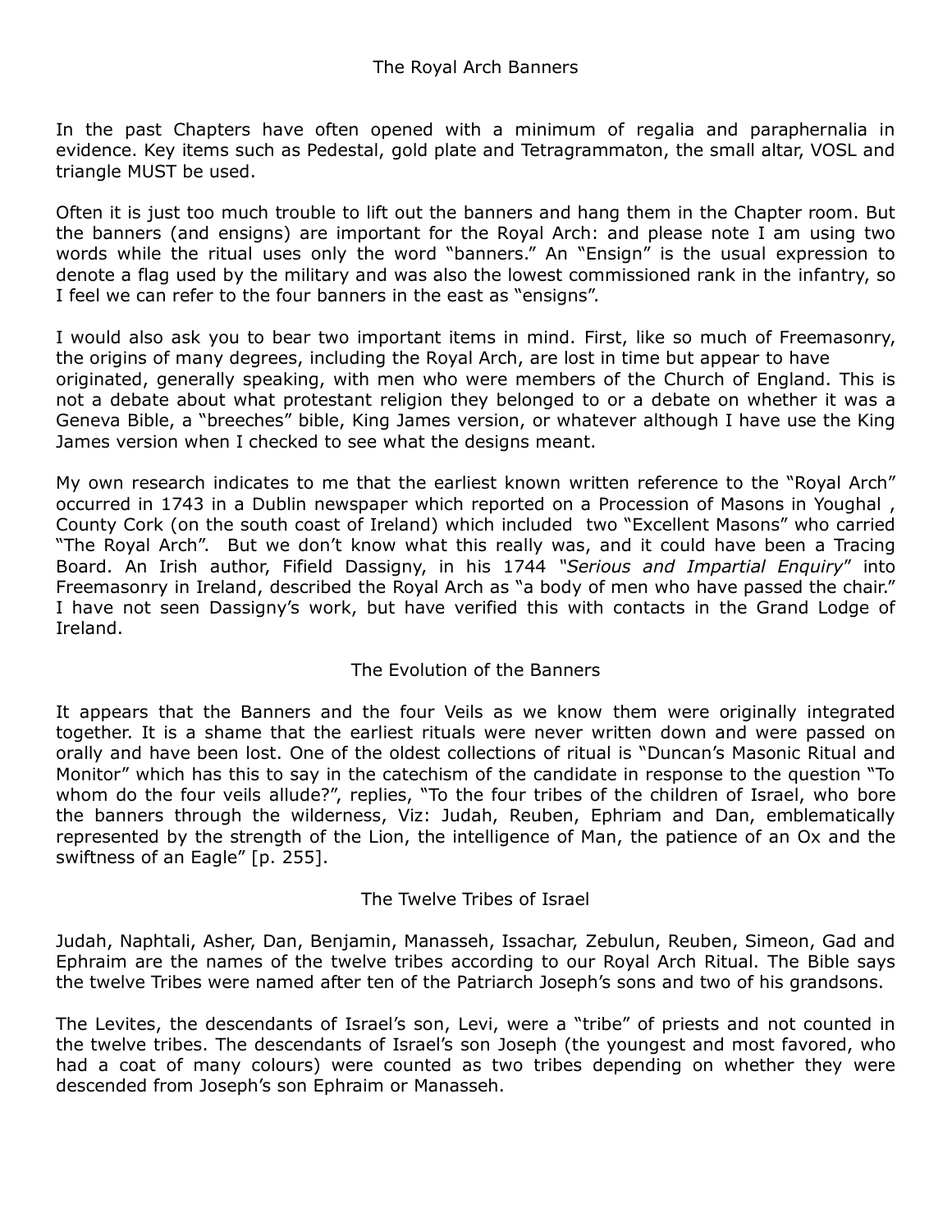# The Royal Arch Banners

In the past Chapters have often opened with a minimum of regalia and paraphernalia in evidence. Key items such as Pedestal, gold plate and Tetragrammaton, the small altar, VOSL and triangle MUST be used.

Often it is just too much trouble to lift out the banners and hang them in the Chapter room. But the banners (and ensigns) are important for the Royal Arch: and please note I am using two words while the ritual uses only the word "banners." An "Ensign" is the usual expression to denote a flag used by the military and was also the lowest commissioned rank in the infantry, so I feel we can refer to the four banners in the east as "ensigns".

I would also ask you to bear two important items in mind. First, like so much of Freemasonry, the origins of many degrees, including the Royal Arch, are lost in time but appear to have originated, generally speaking, with men who were members of the Church of England. This is not a debate about what protestant religion they belonged to or a debate on whether it was a Geneva Bible, a "breeches" bible, King James version, or whatever although I have use the King James version when I checked to see what the designs meant.

My own research indicates to me that the earliest known written reference to the "Royal Arch" occurred in 1743 in a Dublin newspaper which reported on a Procession of Masons in Youghal , County Cork (on the south coast of Ireland) which included two "Excellent Masons" who carried "The Royal Arch". But we don't know what this really was, and it could have been a Tracing Board. An Irish author, Fifield Dassigny, in his 1744 "*Serious and Impartial Enquiry*" into Freemasonry in Ireland, described the Royal Arch as "a body of men who have passed the chair." I have not seen Dassigny's work, but have verified this with contacts in the Grand Lodge of Ireland.

## The Evolution of the Banners

It appears that the Banners and the four Veils as we know them were originally integrated together. It is a shame that the earliest rituals were never written down and were passed on orally and have been lost. One of the oldest collections of ritual is "Duncan's Masonic Ritual and Monitor" which has this to say in the catechism of the candidate in response to the question "To whom do the four veils allude?", replies, "To the four tribes of the children of Israel, who bore the banners through the wilderness, Viz: Judah, Reuben, Ephriam and Dan, emblematically represented by the strength of the Lion, the intelligence of Man, the patience of an Ox and the swiftness of an Eagle" [p. 255].

## The Twelve Tribes of Israel

Judah, Naphtali, Asher, Dan, Benjamin, Manasseh, Issachar, Zebulun, Reuben, Simeon, Gad and Ephraim are the names of the twelve tribes according to our Royal Arch Ritual. The Bible says the twelve Tribes were named after ten of the Patriarch Joseph's sons and two of his grandsons.

The Levites, the descendants of Israel's son, Levi, were a "tribe" of priests and not counted in the twelve tribes. The descendants of Israel's son Joseph (the youngest and most favored, who had a coat of many colours) were counted as two tribes depending on whether they were descended from Joseph's son Ephraim or Manasseh.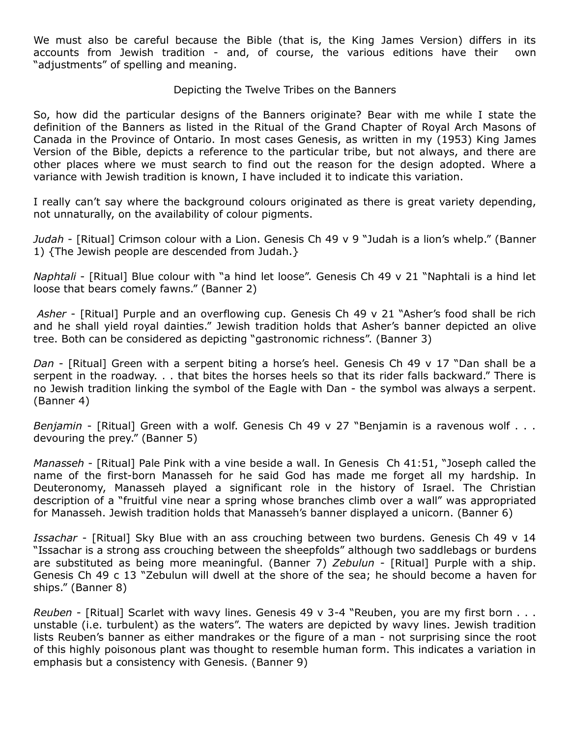We must also be careful because the Bible (that is, the King James Version) differs in its accounts from Jewish tradition - and, of course, the various editions have their own "adjustments" of spelling and meaning.

## Depicting the Twelve Tribes on the Banners

So, how did the particular designs of the Banners originate? Bear with me while I state the definition of the Banners as listed in the Ritual of the Grand Chapter of Royal Arch Masons of Canada in the Province of Ontario. In most cases Genesis, as written in my (1953) King James Version of the Bible, depicts a reference to the particular tribe, but not always, and there are other places where we must search to find out the reason for the design adopted. Where a variance with Jewish tradition is known, I have included it to indicate this variation.

I really can't say where the background colours originated as there is great variety depending, not unnaturally, on the availability of colour pigments.

*Judah* - [Ritual] Crimson colour with a Lion. Genesis Ch 49 v 9 "Judah is a lion's whelp." (Banner 1) {The Jewish people are descended from Judah.}

*Naphtali* - [Ritual] Blue colour with "a hind let loose". Genesis Ch 49 v 21 "Naphtali is a hind let loose that bears comely fawns." (Banner 2)

*Asher* - [Ritual] Purple and an overflowing cup. Genesis Ch 49 v 21 "Asher's food shall be rich and he shall yield royal dainties." Jewish tradition holds that Asher's banner depicted an olive tree. Both can be considered as depicting "gastronomic richness". (Banner 3)

*Dan* - [Ritual] Green with a serpent biting a horse's heel. Genesis Ch 49 v 17 "Dan shall be a serpent in the roadway. . . that bites the horses heels so that its rider falls backward." There is no Jewish tradition linking the symbol of the Eagle with Dan - the symbol was always a serpent. (Banner 4)

*Benjamin* - [Ritual] Green with a wolf. Genesis Ch 49 v 27 "Benjamin is a ravenous wolf . . . devouring the prey." (Banner 5)

*Manasseh* - [Ritual] Pale Pink with a vine beside a wall. In Genesis Ch 41:51, "Joseph called the name of the first-born Manasseh for he said God has made me forget all my hardship. In Deuteronomy, Manasseh played a significant role in the history of Israel. The Christian description of a "fruitful vine near a spring whose branches climb over a wall" was appropriated for Manasseh. Jewish tradition holds that Manasseh's banner displayed a unicorn. (Banner 6)

*Issachar* - [Ritual] Sky Blue with an ass crouching between two burdens. Genesis Ch 49 v 14 "Issachar is a strong ass crouching between the sheepfolds" although two saddlebags or burdens are substituted as being more meaningful. (Banner 7) *Zebulun* - [Ritual] Purple with a ship. Genesis Ch 49 c 13 "Zebulun will dwell at the shore of the sea; he should become a haven for ships." (Banner 8)

*Reuben* - [Ritual] Scarlet with wavy lines. Genesis 49 v 3-4 "Reuben, you are my first born . . . unstable (i.e. turbulent) as the waters". The waters are depicted by wavy lines. Jewish tradition lists Reuben's banner as either mandrakes or the figure of a man - not surprising since the root of this highly poisonous plant was thought to resemble human form. This indicates a variation in emphasis but a consistency with Genesis. (Banner 9)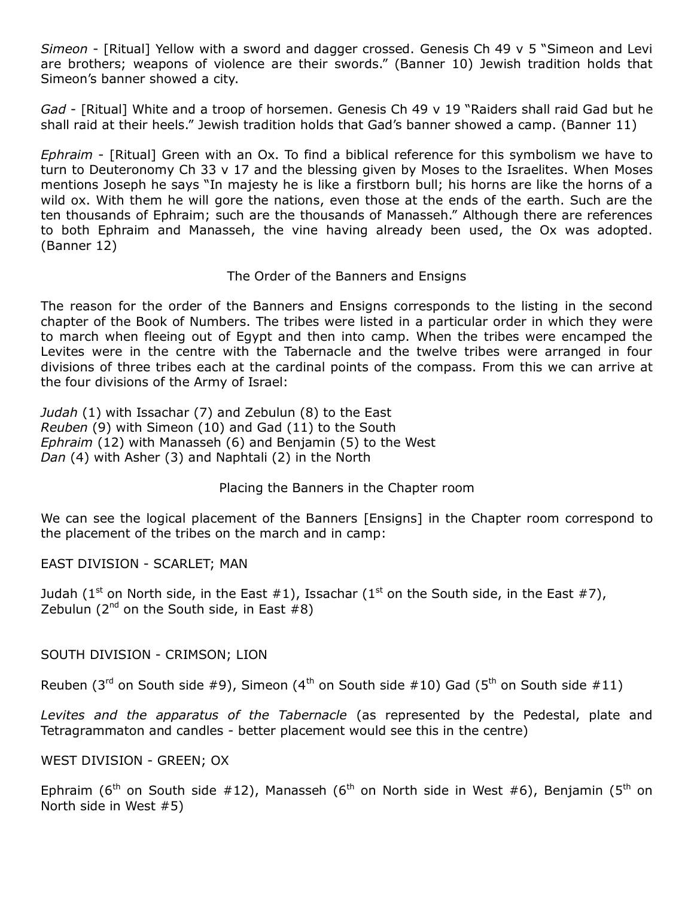*Simeon* - [Ritual] Yellow with a sword and dagger crossed. Genesis Ch 49 v 5 "Simeon and Levi are brothers; weapons of violence are their swords." (Banner 10) Jewish tradition holds that Simeon's banner showed a city.

*Gad* - [Ritual] White and a troop of horsemen. Genesis Ch 49 v 19 "Raiders shall raid Gad but he shall raid at their heels." Jewish tradition holds that Gad's banner showed a camp. (Banner 11)

*Ephraim* - [Ritual] Green with an Ox. To find a biblical reference for this symbolism we have to turn to Deuteronomy Ch 33 v 17 and the blessing given by Moses to the Israelites. When Moses mentions Joseph he says "In majesty he is like a firstborn bull; his horns are like the horns of a wild ox. With them he will gore the nations, even those at the ends of the earth. Such are the ten thousands of Ephraim; such are the thousands of Manasseh." Although there are references to both Ephraim and Manasseh, the vine having already been used, the Ox was adopted. (Banner 12)

## The Order of the Banners and Ensigns

The reason for the order of the Banners and Ensigns corresponds to the listing in the second chapter of the Book of Numbers. The tribes were listed in a particular order in which they were to march when fleeing out of Egypt and then into camp. When the tribes were encamped the Levites were in the centre with the Tabernacle and the twelve tribes were arranged in four divisions of three tribes each at the cardinal points of the compass. From this we can arrive at the four divisions of the Army of Israel:

*Judah* (1) with Issachar (7) and Zebulun (8) to the East
*Reuben* (9) with Simeon (10) and Gad (11) to the South
*Ephraim* (12) with Manasseh (6) and Benjamin (5) to the West
*Dan* (4) with Asher (3) and Naphtali (2) in the North

## Placing the Banners in the Chapter room

We can see the logical placement of the Banners [Ensigns] in the Chapter room correspond to the placement of the tribes on the march and in camp:

EAST DIVISION - SCARLET; MAN

Judah (1st on North side, in the East #1), Issachar (1st on the South side, in the East #7), Zebulun (2nd on the South side, in East #8)

SOUTH DIVISION - CRIMSON; LION

Reuben (3rd on South side #9), Simeon (4th on South side #10) Gad (5th on South side #11)

*Levites and the apparatus of the Tabernacle* (as represented by the Pedestal, plate and Tetragrammaton and candles - better placement would see this in the centre)

WEST DIVISION - GREEN; OX

Ephraim (6th on South side #12), Manasseh (6th on North side in West #6), Benjamin (5th on North side in West #5)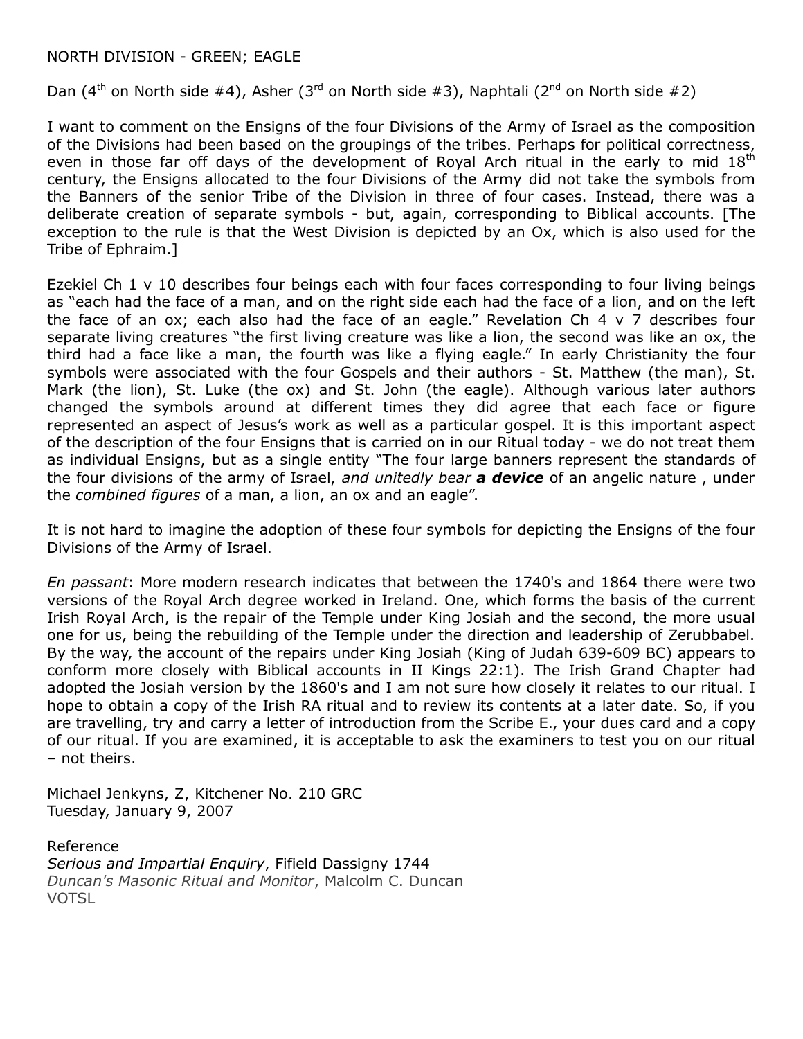NORTH DIVISION - GREEN; EAGLE

Dan (4th on North side #4), Asher (3rd on North side #3), Naphtali (2nd on North side #2)

I want to comment on the Ensigns of the four Divisions of the Army of Israel as the composition of the Divisions had been based on the groupings of the tribes. Perhaps for political correctness, even in those far off days of the development of Royal Arch ritual in the early to mid 18th century, the Ensigns allocated to the four Divisions of the Army did not take the symbols from the Banners of the senior Tribe of the Division in three of four cases. Instead, there was a deliberate creation of separate symbols - but, again, corresponding to Biblical accounts. [The exception to the rule is that the West Division is depicted by an Ox, which is also used for the Tribe of Ephraim.]

Ezekiel Ch 1 v 10 describes four beings each with four faces corresponding to four living beings as "each had the face of a man, and on the right side each had the face of a lion, and on the left the face of an ox; each also had the face of an eagle." Revelation Ch 4 v 7 describes four separate living creatures "the first living creature was like a lion, the second was like an ox, the third had a face like a man, the fourth was like a flying eagle." In early Christianity the four symbols were associated with the four Gospels and their authors - St. Matthew (the man), St. Mark (the lion), St. Luke (the ox) and St. John (the eagle). Although various later authors changed the symbols around at different times they did agree that each face or figure represented an aspect of Jesus's work as well as a particular gospel. It is this important aspect of the description of the four Ensigns that is carried on in our Ritual today - we do not treat them as individual Ensigns, but as a single entity "The four large banners represent the standards of the four divisions of the army of Israel, *and unitedly bear **a device*** of an angelic nature , under the *combined figures* of a man, a lion, an ox and an eagle".

It is not hard to imagine the adoption of these four symbols for depicting the Ensigns of the four Divisions of the Army of Israel.

*En passant*: More modern research indicates that between the 1740's and 1864 there were two versions of the Royal Arch degree worked in Ireland. One, which forms the basis of the current Irish Royal Arch, is the repair of the Temple under King Josiah and the second, the more usual one for us, being the rebuilding of the Temple under the direction and leadership of Zerubbabel. By the way, the account of the repairs under King Josiah (King of Judah 639-609 BC) appears to conform more closely with Biblical accounts in II Kings 22:1). The Irish Grand Chapter had adopted the Josiah version by the 1860's and I am not sure how closely it relates to our ritual. I hope to obtain a copy of the Irish RA ritual and to review its contents at a later date. So, if you are travelling, try and carry a letter of introduction from the Scribe E., your dues card and a copy of our ritual. If you are examined, it is acceptable to ask the examiners to test you on our ritual – not theirs.

Michael Jenkyns, Z, Kitchener No. 210 GRC
Tuesday, January 9, 2007

Reference
*Serious and Impartial Enquiry*, Fifield Dassigny 1744
*Duncan's Masonic Ritual and Monitor*, Malcolm C. Duncan
VOTSL